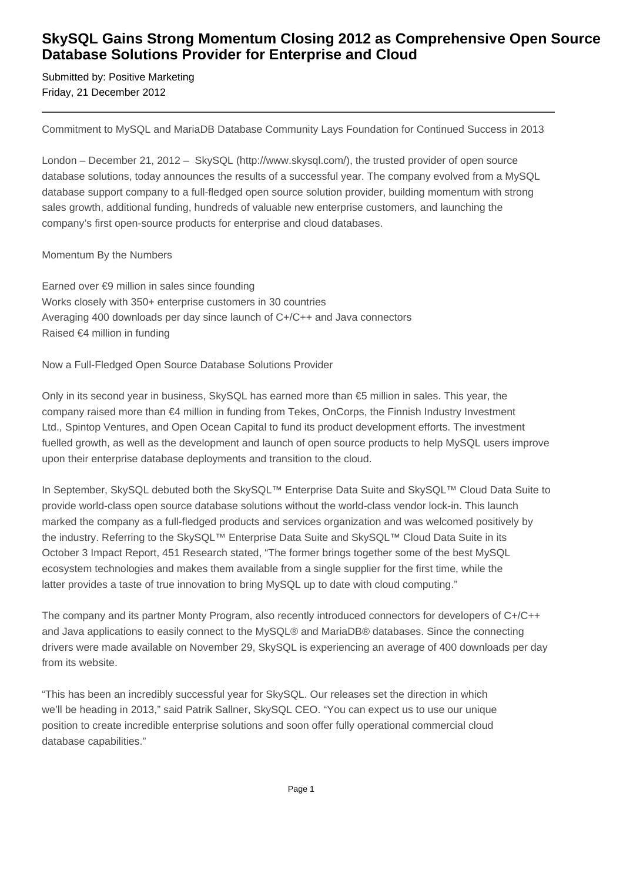# SkySQL Gains Strong Momentum Closing 2012 as Comprehensive Open Source Database Solutions Provider for Enterprise and Cloud

Submitted by: Positive Marketing
Friday, 21 December 2012

---

Commitment to MySQL and MariaDB Database Community Lays Foundation for Continued Success in 2013

London – December 21, 2012 – SkySQL (http://www.skysql.com/), the trusted provider of open source database solutions, today announces the results of a successful year. The company evolved from a MySQL database support company to a full-fledged open source solution provider, building momentum with strong sales growth, additional funding, hundreds of valuable new enterprise customers, and launching the company's first open-source products for enterprise and cloud databases.

Momentum By the Numbers

Earned over €9 million in sales since founding
Works closely with 350+ enterprise customers in 30 countries
Averaging 400 downloads per day since launch of C+/C++ and Java connectors
Raised €4 million in funding

Now a Full-Fledged Open Source Database Solutions Provider

Only in its second year in business, SkySQL has earned more than €5 million in sales. This year, the company raised more than €4 million in funding from Tekes, OnCorps, the Finnish Industry Investment Ltd., Spintop Ventures, and Open Ocean Capital to fund its product development efforts. The investment fuelled growth, as well as the development and launch of open source products to help MySQL users improve upon their enterprise database deployments and transition to the cloud.

In September, SkySQL debuted both the SkySQL™ Enterprise Data Suite and SkySQL™ Cloud Data Suite to provide world-class open source database solutions without the world-class vendor lock-in. This launch marked the company as a full-fledged products and services organization and was welcomed positively by the industry. Referring to the SkySQL™ Enterprise Data Suite and SkySQL™ Cloud Data Suite in its October 3 Impact Report, 451 Research stated, "The former brings together some of the best MySQL ecosystem technologies and makes them available from a single supplier for the first time, while the latter provides a taste of true innovation to bring MySQL up to date with cloud computing."

The company and its partner Monty Program, also recently introduced connectors for developers of C+/C++ and Java applications to easily connect to the MySQL® and MariaDB® databases. Since the connecting drivers were made available on November 29, SkySQL is experiencing an average of 400 downloads per day from its website.

"This has been an incredibly successful year for SkySQL. Our releases set the direction in which we'll be heading in 2013," said Patrik Sallner, SkySQL CEO. "You can expect us to use our unique position to create incredible enterprise solutions and soon offer fully operational commercial cloud database capabilities."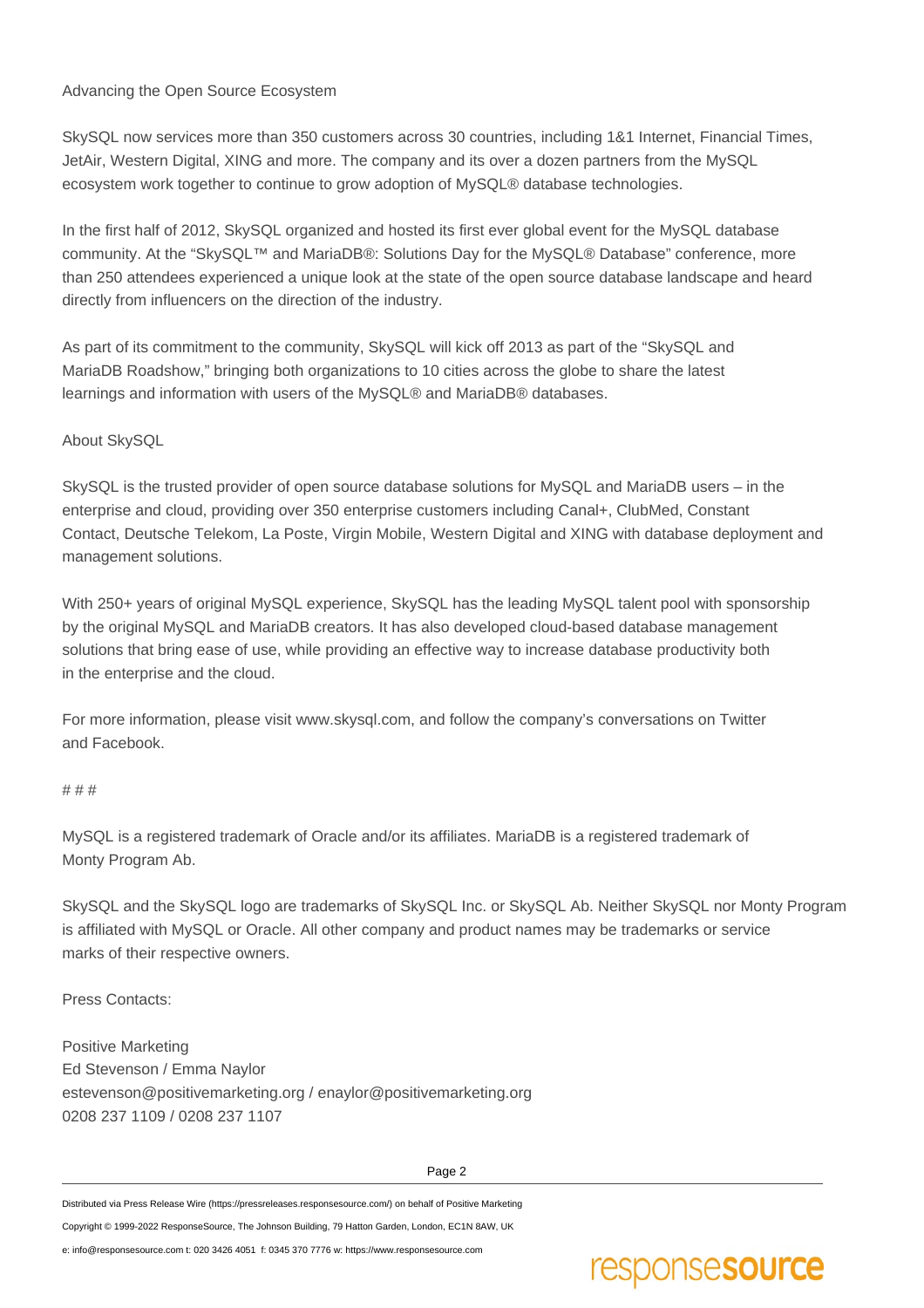Advancing the Open Source Ecosystem

SkySQL now services more than 350 customers across 30 countries, including 1&1 Internet, Financial Times, JetAir, Western Digital, XING and more. The company and its over a dozen partners from the MySQL ecosystem work together to continue to grow adoption of MySQL® database technologies.

In the first half of 2012, SkySQL organized and hosted its first ever global event for the MySQL database community. At the "SkySQL™ and MariaDB®: Solutions Day for the MySQL® Database" conference, more than 250 attendees experienced a unique look at the state of the open source database landscape and heard directly from influencers on the direction of the industry.

As part of its commitment to the community, SkySQL will kick off 2013 as part of the "SkySQL and MariaDB Roadshow," bringing both organizations to 10 cities across the globe to share the latest learnings and information with users of the MySQL® and MariaDB® databases.

About SkySQL

SkySQL is the trusted provider of open source database solutions for MySQL and MariaDB users – in the enterprise and cloud, providing over 350 enterprise customers including Canal+, ClubMed, Constant Contact, Deutsche Telekom, La Poste, Virgin Mobile, Western Digital and XING with database deployment and management solutions.

With 250+ years of original MySQL experience, SkySQL has the leading MySQL talent pool with sponsorship by the original MySQL and MariaDB creators. It has also developed cloud-based database management solutions that bring ease of use, while providing an effective way to increase database productivity both in the enterprise and the cloud.

For more information, please visit www.skysql.com, and follow the company's conversations on Twitter and Facebook.

# # #

MySQL is a registered trademark of Oracle and/or its affiliates. MariaDB is a registered trademark of Monty Program Ab.

SkySQL and the SkySQL logo are trademarks of SkySQL Inc. or SkySQL Ab. Neither SkySQL nor Monty Program is affiliated with MySQL or Oracle. All other company and product names may be trademarks or service marks of their respective owners.

Press Contacts:

Positive Marketing
Ed Stevenson / Emma Naylor
estevenson@positivemarketing.org / enaylor@positivemarketing.org
0208 237 1109 / 0208 237 1107

Distributed via Press Release Wire (https://pressreleases.responsesource.com/) on behalf of Positive Marketing

Copyright © 1999-2022 ResponseSource, The Johnson Building, 79 Hatton Garden, London, EC1N 8AW, UK

e: info@responsesource.com t: 020 3426 4051 f: 0345 370 7776 w: https://www.responsesource.com